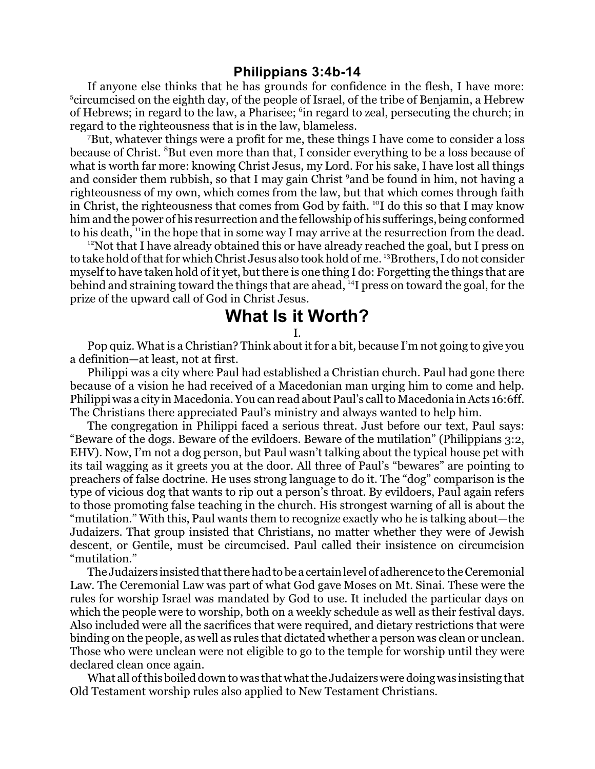## Philippians 3:4b-14

If anyone else thinks that he has grounds for confidence in the flesh, I have more: [5]circumcised on the eighth day, of the people of Israel, of the tribe of Benjamin, a Hebrew of Hebrews; in regard to the law, a Pharisee; [6]in regard to zeal, persecuting the church; in regard to the righteousness that is in the law, blameless.

[7]But, whatever things were a profit for me, these things I have come to consider a loss because of Christ. [8]But even more than that, I consider everything to be a loss because of what is worth far more: knowing Christ Jesus, my Lord. For his sake, I have lost all things and consider them rubbish, so that I may gain Christ [9]and be found in him, not having a righteousness of my own, which comes from the law, but that which comes through faith in Christ, the righteousness that comes from God by faith. [10]I do this so that I may know him and the power of his resurrection and the fellowship of his sufferings, being conformed to his death, [11]in the hope that in some way I may arrive at the resurrection from the dead.

[12]Not that I have already obtained this or have already reached the goal, but I press on to take hold of that for which Christ Jesus also took hold of me. [13]Brothers, I do not consider myself to have taken hold of it yet, but there is one thing I do: Forgetting the things that are behind and straining toward the things that are ahead, [14]I press on toward the goal, for the prize of the upward call of God in Christ Jesus.

# What Is it Worth?

I.

Pop quiz. What is a Christian? Think about it for a bit, because I'm not going to give you a definition—at least, not at first.

Philippi was a city where Paul had established a Christian church. Paul had gone there because of a vision he had received of a Macedonian man urging him to come and help. Philippi was a city in Macedonia. You can read about Paul's call to Macedonia in Acts 16:6ff. The Christians there appreciated Paul's ministry and always wanted to help him.

The congregation in Philippi faced a serious threat. Just before our text, Paul says: "Beware of the dogs. Beware of the evildoers. Beware of the mutilation" (Philippians 3:2, EHV). Now, I'm not a dog person, but Paul wasn't talking about the typical house pet with its tail wagging as it greets you at the door. All three of Paul's "bewares" are pointing to preachers of false doctrine. He uses strong language to do it. The "dog" comparison is the type of vicious dog that wants to rip out a person's throat. By evildoers, Paul again refers to those promoting false teaching in the church. His strongest warning of all is about the "mutilation." With this, Paul wants them to recognize exactly who he is talking about—the Judaizers. That group insisted that Christians, no matter whether they were of Jewish descent, or Gentile, must be circumcised. Paul called their insistence on circumcision "mutilation."

The Judaizers insisted that there had to be a certain level of adherence to the Ceremonial Law. The Ceremonial Law was part of what God gave Moses on Mt. Sinai. These were the rules for worship Israel was mandated by God to use. It included the particular days on which the people were to worship, both on a weekly schedule as well as their festival days. Also included were all the sacrifices that were required, and dietary restrictions that were binding on the people, as well as rules that dictated whether a person was clean or unclean. Those who were unclean were not eligible to go to the temple for worship until they were declared clean once again.

What all of this boiled down to was that what the Judaizers were doing was insisting that Old Testament worship rules also applied to New Testament Christians.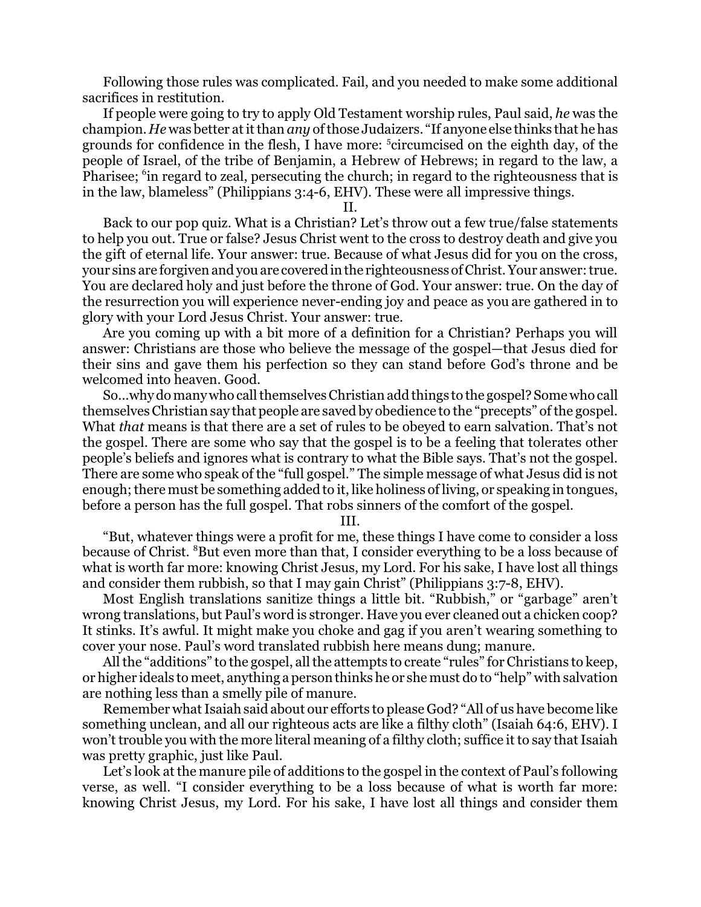Following those rules was complicated. Fail, and you needed to make some additional sacrifices in restitution.

If people were going to try to apply Old Testament worship rules, Paul said, *he* was the champion. *He* was better at it than *any* of those Judaizers. "If anyone else thinks that he has grounds for confidence in the flesh, I have more: [5]circumcised on the eighth day, of the people of Israel, of the tribe of Benjamin, a Hebrew of Hebrews; in regard to the law, a Pharisee; [6]in regard to zeal, persecuting the church; in regard to the righteousness that is in the law, blameless" (Philippians 3:4-6, EHV). These were all impressive things.

II.

Back to our pop quiz. What is a Christian? Let's throw out a few true/false statements to help you out. True or false? Jesus Christ went to the cross to destroy death and give you the gift of eternal life. Your answer: true. Because of what Jesus did for you on the cross, your sins are forgiven and you are covered in the righteousness of Christ. Your answer: true. You are declared holy and just before the throne of God. Your answer: true. On the day of the resurrection you will experience never-ending joy and peace as you are gathered in to glory with your Lord Jesus Christ. Your answer: true.

Are you coming up with a bit more of a definition for a Christian? Perhaps you will answer: Christians are those who believe the message of the gospel—that Jesus died for their sins and gave them his perfection so they can stand before God's throne and be welcomed into heaven. Good.

So…why do many who call themselves Christian add things to the gospel? Some who call themselves Christian say that people are saved by obedience to the "precepts" of the gospel. What *that* means is that there are a set of rules to be obeyed to earn salvation. That's not the gospel. There are some who say that the gospel is to be a feeling that tolerates other people's beliefs and ignores what is contrary to what the Bible says. That's not the gospel. There are some who speak of the "full gospel." The simple message of what Jesus did is not enough; there must be something added to it, like holiness of living, or speaking in tongues, before a person has the full gospel. That robs sinners of the comfort of the gospel.

III.

"But, whatever things were a profit for me, these things I have come to consider a loss because of Christ. [8]But even more than that, I consider everything to be a loss because of what is worth far more: knowing Christ Jesus, my Lord. For his sake, I have lost all things and consider them rubbish, so that I may gain Christ" (Philippians 3:7-8, EHV).

Most English translations sanitize things a little bit. "Rubbish," or "garbage" aren't wrong translations, but Paul's word is stronger. Have you ever cleaned out a chicken coop? It stinks. It's awful. It might make you choke and gag if you aren't wearing something to cover your nose. Paul's word translated rubbish here means dung; manure.

All the "additions" to the gospel, all the attempts to create "rules" for Christians to keep, or higher ideals to meet, anything a person thinks he or she must do to "help" with salvation are nothing less than a smelly pile of manure.

Remember what Isaiah said about our efforts to please God? "All of us have become like something unclean, and all our righteous acts are like a filthy cloth" (Isaiah 64:6, EHV). I won't trouble you with the more literal meaning of a filthy cloth; suffice it to say that Isaiah was pretty graphic, just like Paul.

Let's look at the manure pile of additions to the gospel in the context of Paul's following verse, as well. "I consider everything to be a loss because of what is worth far more: knowing Christ Jesus, my Lord. For his sake, I have lost all things and consider them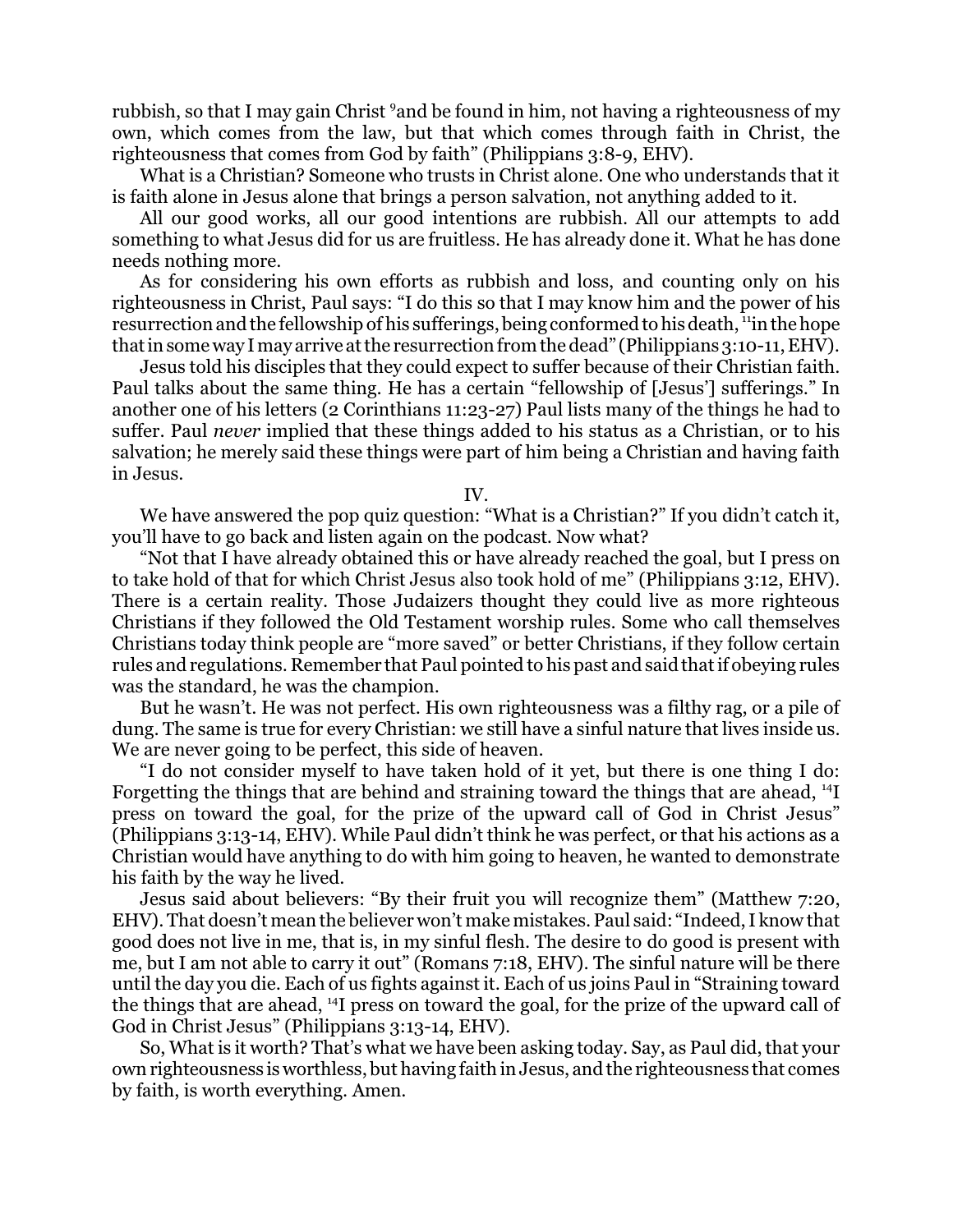rubbish, so that I may gain Christ [9]and be found in him, not having a righteousness of my own, which comes from the law, but that which comes through faith in Christ, the righteousness that comes from God by faith" (Philippians 3:8-9, EHV).

What is a Christian? Someone who trusts in Christ alone. One who understands that it is faith alone in Jesus alone that brings a person salvation, not anything added to it.

All our good works, all our good intentions are rubbish. All our attempts to add something to what Jesus did for us are fruitless. He has already done it. What he has done needs nothing more.

As for considering his own efforts as rubbish and loss, and counting only on his righteousness in Christ, Paul says: "I do this so that I may know him and the power of his resurrection and the fellowship of his sufferings, being conformed to his death, [11]in the hope that in some way I may arrive at the resurrection from the dead" (Philippians 3:10-11, EHV).

Jesus told his disciples that they could expect to suffer because of their Christian faith. Paul talks about the same thing. He has a certain "fellowship of [Jesus'] sufferings." In another one of his letters (2 Corinthians 11:23-27) Paul lists many of the things he had to suffer. Paul *never* implied that these things added to his status as a Christian, or to his salvation; he merely said these things were part of him being a Christian and having faith in Jesus.

IV.

We have answered the pop quiz question: "What is a Christian?" If you didn't catch it, you'll have to go back and listen again on the podcast. Now what?

"Not that I have already obtained this or have already reached the goal, but I press on to take hold of that for which Christ Jesus also took hold of me" (Philippians 3:12, EHV). There is a certain reality. Those Judaizers thought they could live as more righteous Christians if they followed the Old Testament worship rules. Some who call themselves Christians today think people are "more saved" or better Christians, if they follow certain rules and regulations. Remember that Paul pointed to his past and said that if obeying rules was the standard, he was the champion.

But he wasn't. He was not perfect. His own righteousness was a filthy rag, or a pile of dung. The same is true for every Christian: we still have a sinful nature that lives inside us. We are never going to be perfect, this side of heaven.

"I do not consider myself to have taken hold of it yet, but there is one thing I do: Forgetting the things that are behind and straining toward the things that are ahead, [14]I press on toward the goal, for the prize of the upward call of God in Christ Jesus" (Philippians 3:13-14, EHV). While Paul didn't think he was perfect, or that his actions as a Christian would have anything to do with him going to heaven, he wanted to demonstrate his faith by the way he lived.

Jesus said about believers: "By their fruit you will recognize them" (Matthew 7:20, EHV). That doesn't mean the believer won't make mistakes. Paul said: "Indeed, I know that good does not live in me, that is, in my sinful flesh. The desire to do good is present with me, but I am not able to carry it out" (Romans 7:18, EHV). The sinful nature will be there until the day you die. Each of us fights against it. Each of us joins Paul in "Straining toward the things that are ahead, [14]I press on toward the goal, for the prize of the upward call of God in Christ Jesus" (Philippians 3:13-14, EHV).

So, What is it worth? That's what we have been asking today. Say, as Paul did, that your own righteousness is worthless, but having faith in Jesus, and the righteousness that comes by faith, is worth everything. Amen.